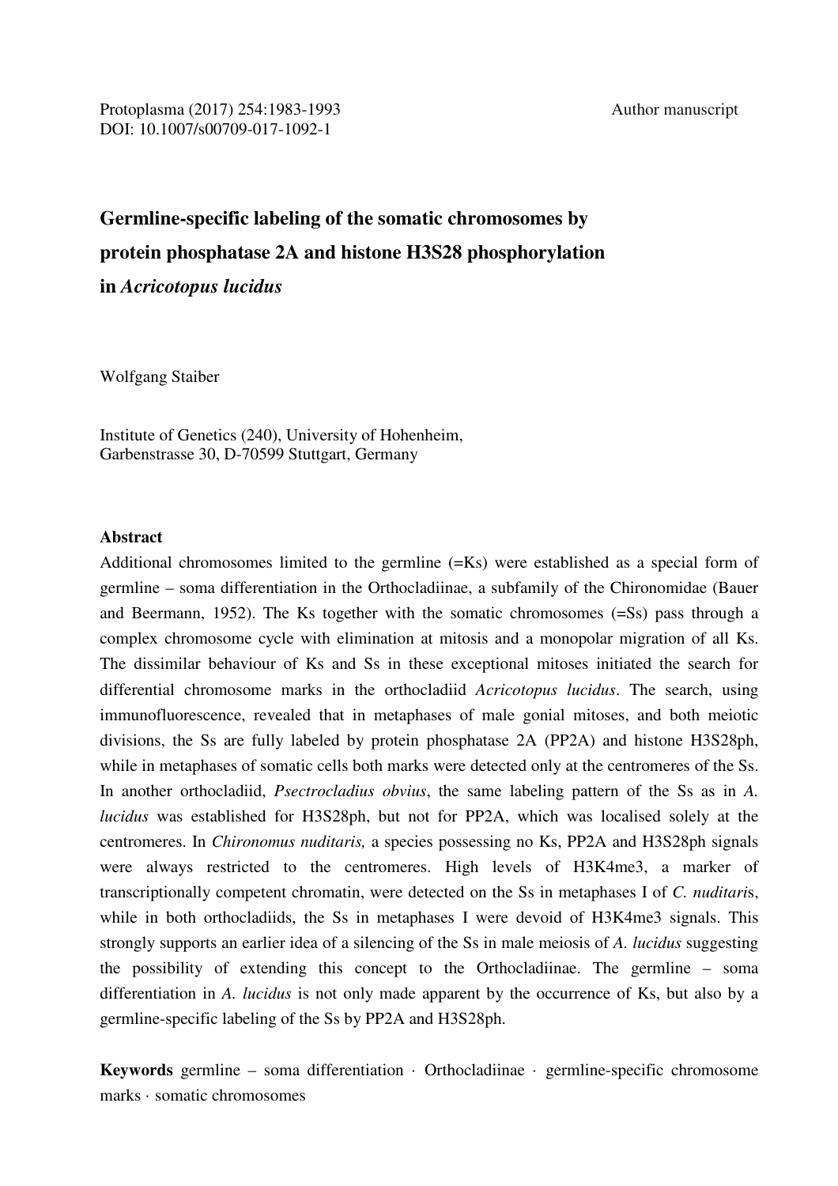Protoplasma (2017) 254:1983-1993 Author manuscript
DOI: 10.1007/s00709-017-1092-1

# Germline-specific labeling of the somatic chromosomes by protein phosphatase 2A and histone H3S28 phosphorylation in *Acricotopus lucidus*

Wolfgang Staiber

Institute of Genetics (240), University of Hohenheim,
Garbenstrasse 30, D-70599 Stuttgart, Germany

## Abstract

Additional chromosomes limited to the germline (=Ks) were established as a special form of germline – soma differentiation in the Orthocladiinae, a subfamily of the Chironomidae (Bauer and Beermann, 1952). The Ks together with the somatic chromosomes (=Ss) pass through a complex chromosome cycle with elimination at mitosis and a monopolar migration of all Ks. The dissimilar behaviour of Ks and Ss in these exceptional mitoses initiated the search for differential chromosome marks in the orthocladiid *Acricotopus lucidus*. The search, using immunofluorescence, revealed that in metaphases of male gonial mitoses, and both meiotic divisions, the Ss are fully labeled by protein phosphatase 2A (PP2A) and histone H3S28ph, while in metaphases of somatic cells both marks were detected only at the centromeres of the Ss. In another orthocladiid, *Psectrocladius obvius*, the same labeling pattern of the Ss as in *A. lucidus* was established for H3S28ph, but not for PP2A, which was localised solely at the centromeres. In *Chironomus nuditaris,* a species possessing no Ks, PP2A and H3S28ph signals were always restricted to the centromeres. High levels of H3K4me3, a marker of transcriptionally competent chromatin, were detected on the Ss in metaphases I of *C. nuditari*s, while in both orthocladiids, the Ss in metaphases I were devoid of H3K4me3 signals. This strongly supports an earlier idea of a silencing of the Ss in male meiosis of *A. lucidus* suggesting the possibility of extending this concept to the Orthocladiinae. The germline – soma differentiation in *A. lucidus* is not only made apparent by the occurrence of Ks, but also by a germline-specific labeling of the Ss by PP2A and H3S28ph.

**Keywords** germline – soma differentiation · Orthocladiinae · germline-specific chromosome marks · somatic chromosomes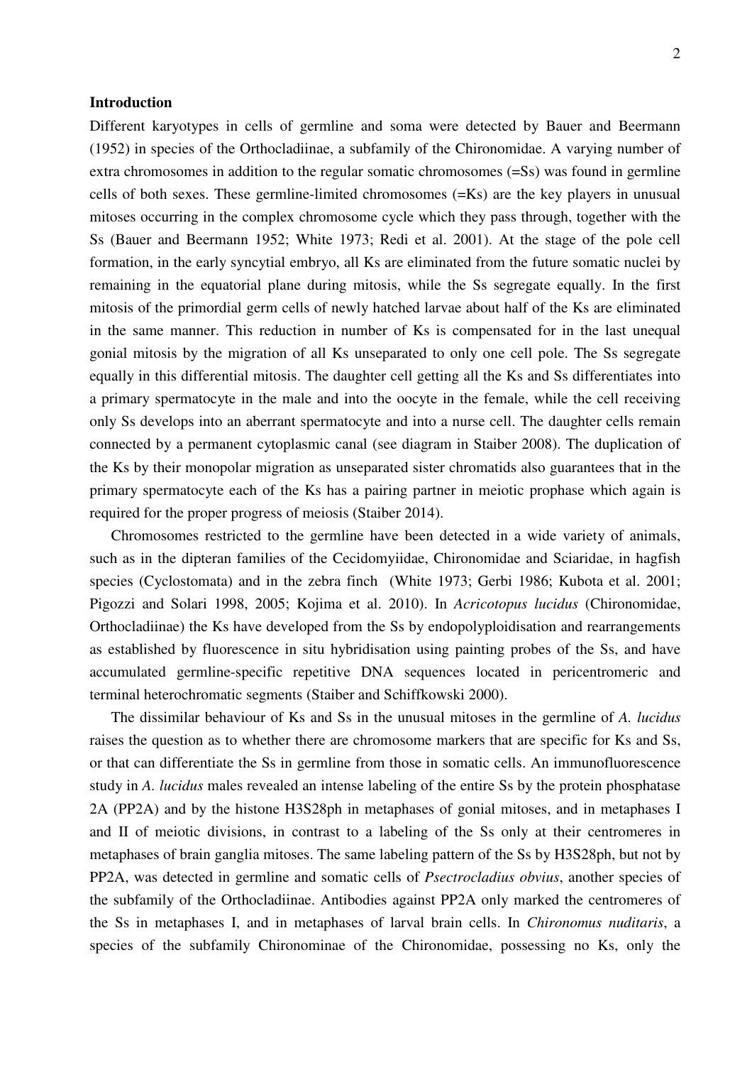## Introduction

Different karyotypes in cells of germline and soma were detected by Bauer and Beermann (1952) in species of the Orthocladiinae, a subfamily of the Chironomidae. A varying number of extra chromosomes in addition to the regular somatic chromosomes (=Ss) was found in germline cells of both sexes. These germline-limited chromosomes (=Ks) are the key players in unusual mitoses occurring in the complex chromosome cycle which they pass through, together with the Ss (Bauer and Beermann 1952; White 1973; Redi et al. 2001). At the stage of the pole cell formation, in the early syncytial embryo, all Ks are eliminated from the future somatic nuclei by remaining in the equatorial plane during mitosis, while the Ss segregate equally. In the first mitosis of the primordial germ cells of newly hatched larvae about half of the Ks are eliminated in the same manner. This reduction in number of Ks is compensated for in the last unequal gonial mitosis by the migration of all Ks unseparated to only one cell pole. The Ss segregate equally in this differential mitosis. The daughter cell getting all the Ks and Ss differentiates into a primary spermatocyte in the male and into the oocyte in the female, while the cell receiving only Ss develops into an aberrant spermatocyte and into a nurse cell. The daughter cells remain connected by a permanent cytoplasmic canal (see diagram in Staiber 2008). The duplication of the Ks by their monopolar migration as unseparated sister chromatids also guarantees that in the primary spermatocyte each of the Ks has a pairing partner in meiotic prophase which again is required for the proper progress of meiosis (Staiber 2014).

Chromosomes restricted to the germline have been detected in a wide variety of animals, such as in the dipteran families of the Cecidomyiidae, Chironomidae and Sciaridae, in hagfish species (Cyclostomata) and in the zebra finch (White 1973; Gerbi 1986; Kubota et al. 2001; Pigozzi and Solari 1998, 2005; Kojima et al. 2010). In *Acricotopus lucidus* (Chironomidae, Orthocladiinae) the Ks have developed from the Ss by endopolyploidisation and rearrangements as established by fluorescence in situ hybridisation using painting probes of the Ss, and have accumulated germline-specific repetitive DNA sequences located in pericentromeric and terminal heterochromatic segments (Staiber and Schiffkowski 2000).

The dissimilar behaviour of Ks and Ss in the unusual mitoses in the germline of *A. lucidus* raises the question as to whether there are chromosome markers that are specific for Ks and Ss, or that can differentiate the Ss in germline from those in somatic cells. An immunofluorescence study in *A. lucidus* males revealed an intense labeling of the entire Ss by the protein phosphatase 2A (PP2A) and by the histone H3S28ph in metaphases of gonial mitoses, and in metaphases I and II of meiotic divisions, in contrast to a labeling of the Ss only at their centromeres in metaphases of brain ganglia mitoses. The same labeling pattern of the Ss by H3S28ph, but not by PP2A, was detected in germline and somatic cells of *Psectrocladius obvius*, another species of the subfamily of the Orthocladiinae. Antibodies against PP2A only marked the centromeres of the Ss in metaphases I, and in metaphases of larval brain cells. In *Chironomus nuditaris*, a species of the subfamily Chironominae of the Chironomidae, possessing no Ks, only the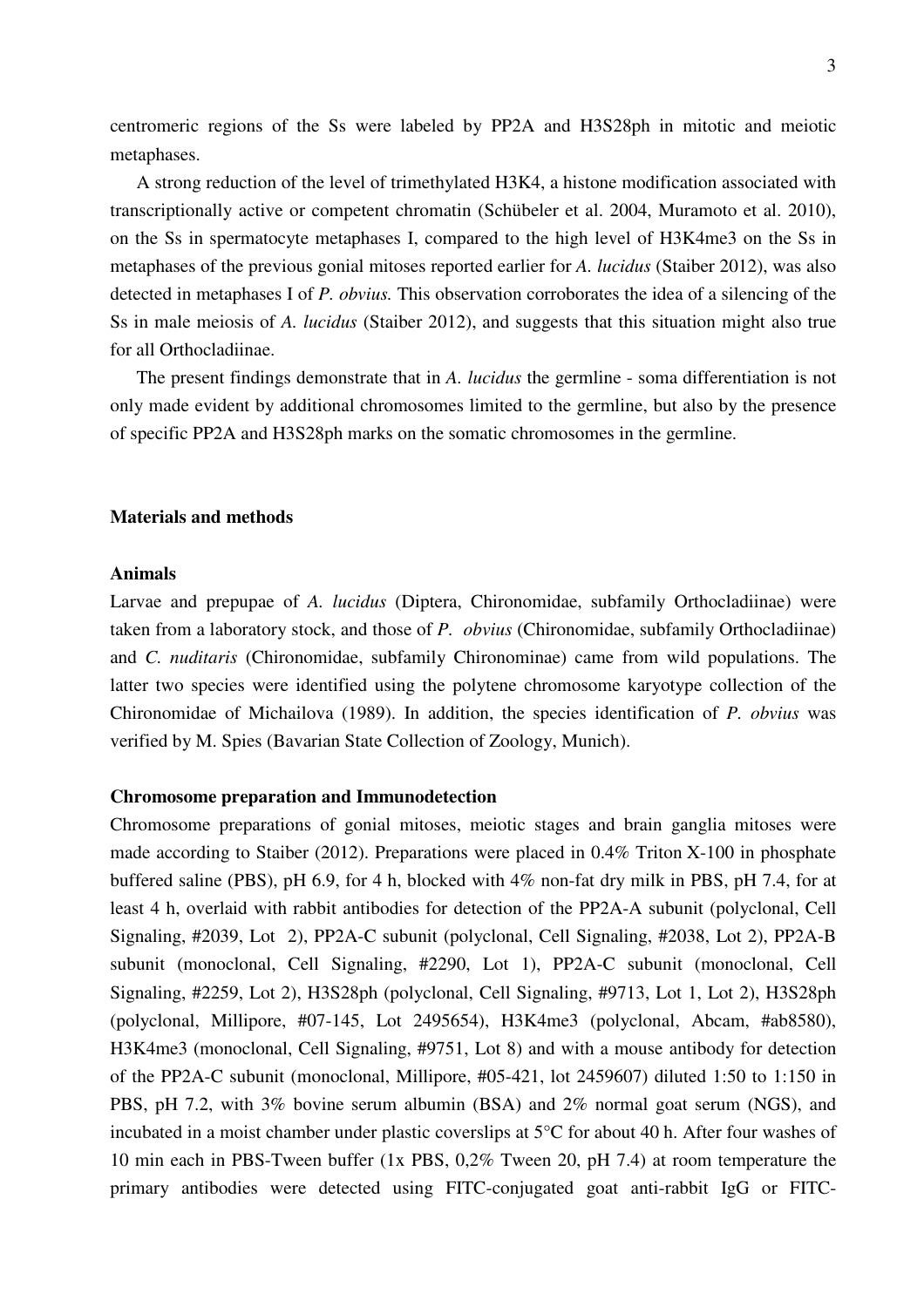centromeric regions of the Ss were labeled by PP2A and H3S28ph in mitotic and meiotic metaphases.

A strong reduction of the level of trimethylated H3K4, a histone modification associated with transcriptionally active or competent chromatin (Schübeler et al. 2004, Muramoto et al. 2010), on the Ss in spermatocyte metaphases I, compared to the high level of H3K4me3 on the Ss in metaphases of the previous gonial mitoses reported earlier for *A. lucidus* (Staiber 2012), was also detected in metaphases I of *P. obvius.* This observation corroborates the idea of a silencing of the Ss in male meiosis of *A. lucidus* (Staiber 2012), and suggests that this situation might also true for all Orthocladiinae.

The present findings demonstrate that in *A. lucidus* the germline - soma differentiation is not only made evident by additional chromosomes limited to the germline, but also by the presence of specific PP2A and H3S28ph marks on the somatic chromosomes in the germline.

## Materials and methods

### Animals

Larvae and prepupae of *A. lucidus* (Diptera, Chironomidae, subfamily Orthocladiinae) were taken from a laboratory stock, and those of *P. obvius* (Chironomidae, subfamily Orthocladiinae) and *C. nuditaris* (Chironomidae, subfamily Chironominae) came from wild populations. The latter two species were identified using the polytene chromosome karyotype collection of the Chironomidae of Michailova (1989). In addition, the species identification of *P. obvius* was verified by M. Spies (Bavarian State Collection of Zoology, Munich).

### Chromosome preparation and Immunodetection

Chromosome preparations of gonial mitoses, meiotic stages and brain ganglia mitoses were made according to Staiber (2012). Preparations were placed in 0.4% Triton X-100 in phosphate buffered saline (PBS), pH 6.9, for 4 h, blocked with 4% non-fat dry milk in PBS, pH 7.4, for at least 4 h, overlaid with rabbit antibodies for detection of the PP2A-A subunit (polyclonal, Cell Signaling, #2039, Lot 2), PP2A-C subunit (polyclonal, Cell Signaling, #2038, Lot 2), PP2A-B subunit (monoclonal, Cell Signaling, #2290, Lot 1), PP2A-C subunit (monoclonal, Cell Signaling, #2259, Lot 2), H3S28ph (polyclonal, Cell Signaling, #9713, Lot 1, Lot 2), H3S28ph (polyclonal, Millipore, #07-145, Lot 2495654), H3K4me3 (polyclonal, Abcam, #ab8580), H3K4me3 (monoclonal, Cell Signaling, #9751, Lot 8) and with a mouse antibody for detection of the PP2A-C subunit (monoclonal, Millipore, #05-421, lot 2459607) diluted 1:50 to 1:150 in PBS, pH 7.2, with 3% bovine serum albumin (BSA) and 2% normal goat serum (NGS), and incubated in a moist chamber under plastic coverslips at 5°C for about 40 h. After four washes of 10 min each in PBS-Tween buffer (1x PBS, 0,2% Tween 20, pH 7.4) at room temperature the primary antibodies were detected using FITC-conjugated goat anti-rabbit IgG or FITC-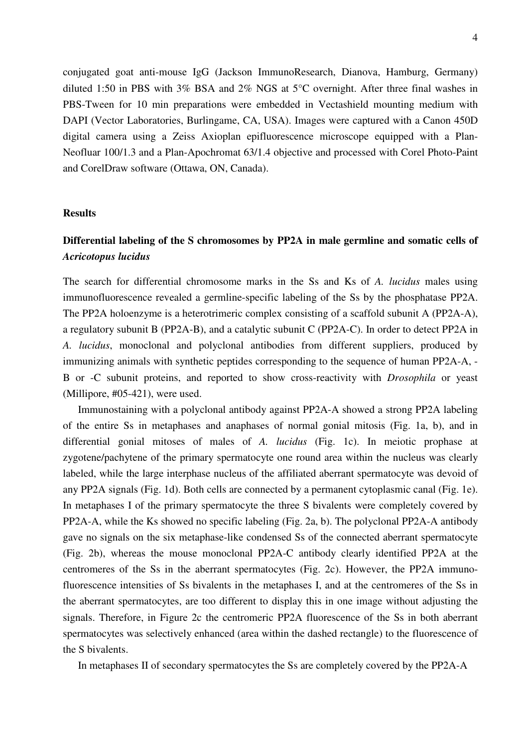conjugated goat anti-mouse IgG (Jackson ImmunoResearch, Dianova, Hamburg, Germany) diluted 1:50 in PBS with 3% BSA and 2% NGS at 5°C overnight. After three final washes in PBS-Tween for 10 min preparations were embedded in Vectashield mounting medium with DAPI (Vector Laboratories, Burlingame, CA, USA). Images were captured with a Canon 450D digital camera using a Zeiss Axioplan epifluorescence microscope equipped with a Plan-Neofluar 100/1.3 and a Plan-Apochromat 63/1.4 objective and processed with Corel Photo-Paint and CorelDraw software (Ottawa, ON, Canada).

## Results

### Differential labeling of the S chromosomes by PP2A in male germline and somatic cells of *Acricotopus lucidus*

The search for differential chromosome marks in the Ss and Ks of *A. lucidus* males using immunofluorescence revealed a germline-specific labeling of the Ss by the phosphatase PP2A. The PP2A holoenzyme is a heterotrimeric complex consisting of a scaffold subunit A (PP2A-A), a regulatory subunit B (PP2A-B), and a catalytic subunit C (PP2A-C). In order to detect PP2A in *A. lucidus*, monoclonal and polyclonal antibodies from different suppliers, produced by immunizing animals with synthetic peptides corresponding to the sequence of human PP2A-A, -B or -C subunit proteins, and reported to show cross-reactivity with *Drosophila* or yeast (Millipore, #05-421), were used.

Immunostaining with a polyclonal antibody against PP2A-A showed a strong PP2A labeling of the entire Ss in metaphases and anaphases of normal gonial mitosis (Fig. 1a, b), and in differential gonial mitoses of males of *A. lucidus* (Fig. 1c). In meiotic prophase at zygotene/pachytene of the primary spermatocyte one round area within the nucleus was clearly labeled, while the large interphase nucleus of the affiliated aberrant spermatocyte was devoid of any PP2A signals (Fig. 1d). Both cells are connected by a permanent cytoplasmic canal (Fig. 1e). In metaphases I of the primary spermatocyte the three S bivalents were completely covered by PP2A-A, while the Ks showed no specific labeling (Fig. 2a, b). The polyclonal PP2A-A antibody gave no signals on the six metaphase-like condensed Ss of the connected aberrant spermatocyte (Fig. 2b), whereas the mouse monoclonal PP2A-C antibody clearly identified PP2A at the centromeres of the Ss in the aberrant spermatocytes (Fig. 2c). However, the PP2A immuno-fluorescence intensities of Ss bivalents in the metaphases I, and at the centromeres of the Ss in the aberrant spermatocytes, are too different to display this in one image without adjusting the signals. Therefore, in Figure 2c the centromeric PP2A fluorescence of the Ss in both aberrant spermatocytes was selectively enhanced (area within the dashed rectangle) to the fluorescence of the S bivalents.

In metaphases II of secondary spermatocytes the Ss are completely covered by the PP2A-A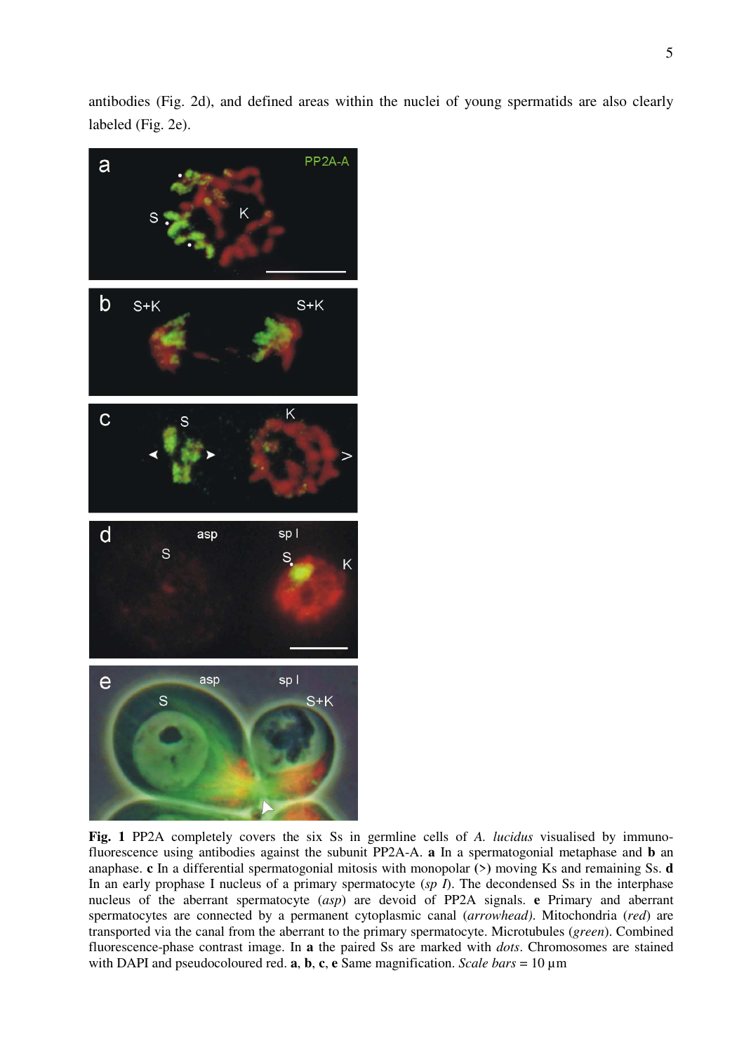antibodies (Fig. 2d), and defined areas within the nuclei of young spermatids are also clearly labeled (Fig. 2e).

**Fig. 1** PP2A completely covers the six Ss in germline cells of *A. lucidus* visualised by immunofluorescence using antibodies against the subunit PP2A-A. **a** In a spermatogonial metaphase and **b** an anaphase. **c** In a differential spermatogonial mitosis with monopolar (>) moving Ks and remaining Ss. **d** In an early prophase I nucleus of a primary spermatocyte (*sp I*). The decondensed Ss in the interphase nucleus of the aberrant spermatocyte (*asp*) are devoid of PP2A signals. **e** Primary and aberrant spermatocytes are connected by a permanent cytoplasmic canal (*arrowhead)*. Mitochondria (*red*) are transported via the canal from the aberrant to the primary spermatocyte. Microtubules (*green*). Combined fluorescence-phase contrast image. In **a** the paired Ss are marked with *dots*. Chromosomes are stained with DAPI and pseudocoloured red. **a**, **b**, **c**, **e** Same magnification. *Scale bars* = 10 µm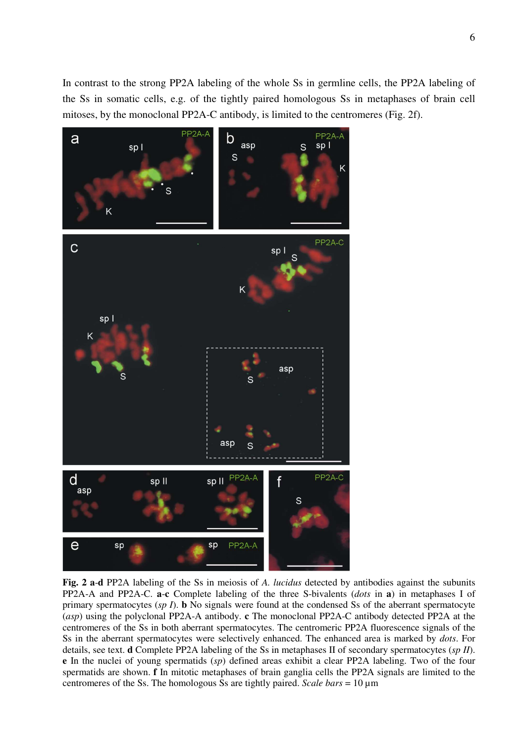In contrast to the strong PP2A labeling of the whole Ss in germline cells, the PP2A labeling of the Ss in somatic cells, e.g. of the tightly paired homologous Ss in metaphases of brain cell mitoses, by the monoclonal PP2A-C antibody, is limited to the centromeres (Fig. 2f).

**Fig. 2 a-d** PP2A labeling of the Ss in meiosis of *A. lucidus* detected by antibodies against the subunits PP2A-A and PP2A-C. **a-c** Complete labeling of the three S-bivalents (*dots* in **a**) in metaphases I of primary spermatocytes (*sp I*). **b** No signals were found at the condensed Ss of the aberrant spermatocyte (*asp*) using the polyclonal PP2A-A antibody. **c** The monoclonal PP2A-C antibody detected PP2A at the centromeres of the Ss in both aberrant spermatocytes. The centromeric PP2A fluorescence signals of the Ss in the aberrant spermatocytes were selectively enhanced. The enhanced area is marked by *dots*. For details, see text. **d** Complete PP2A labeling of the Ss in metaphases II of secondary spermatocytes (*sp II*). **e** In the nuclei of young spermatids (*sp*) defined areas exhibit a clear PP2A labeling. Two of the four spermatids are shown. **f** In mitotic metaphases of brain ganglia cells the PP2A signals are limited to the centromeres of the Ss. The homologous Ss are tightly paired. *Scale bars* = 10 µm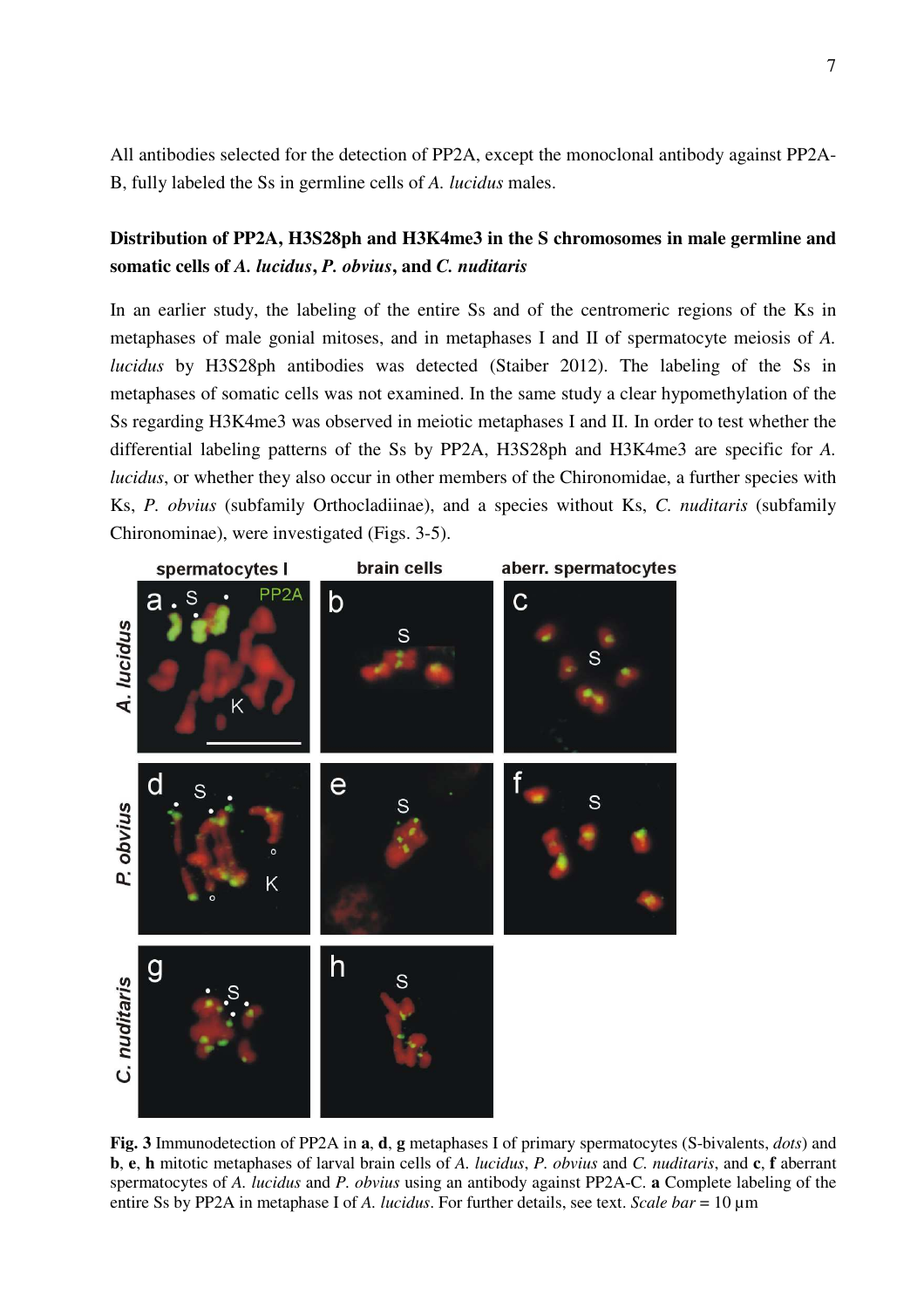All antibodies selected for the detection of PP2A, except the monoclonal antibody against PP2A-B, fully labeled the Ss in germline cells of *A. lucidus* males.

## Distribution of PP2A, H3S28ph and H3K4me3 in the S chromosomes in male germline and somatic cells of *A. lucidus*, *P. obvius*, and *C. nuditaris*

In an earlier study, the labeling of the entire Ss and of the centromeric regions of the Ks in metaphases of male gonial mitoses, and in metaphases I and II of spermatocyte meiosis of *A. lucidus* by H3S28ph antibodies was detected (Staiber 2012). The labeling of the Ss in metaphases of somatic cells was not examined. In the same study a clear hypomethylation of the Ss regarding H3K4me3 was observed in meiotic metaphases I and II. In order to test whether the differential labeling patterns of the Ss by PP2A, H3S28ph and H3K4me3 are specific for *A. lucidus*, or whether they also occur in other members of the Chironomidae, a further species with Ks, *P. obvius* (subfamily Orthocladiinae), and a species without Ks, *C. nuditaris* (subfamily Chironominae), were investigated (Figs. 3-5).

**Fig. 3** Immunodetection of PP2A in **a**, **d**, **g** metaphases I of primary spermatocytes (S-bivalents, *dots*) and **b**, **e**, **h** mitotic metaphases of larval brain cells of *A. lucidus*, *P. obvius* and *C. nuditaris*, and **c**, **f** aberrant spermatocytes of *A. lucidus* and *P. obvius* using an antibody against PP2A-C. **a** Complete labeling of the entire Ss by PP2A in metaphase I of *A. lucidus*. For further details, see text. *Scale bar* = 10 µm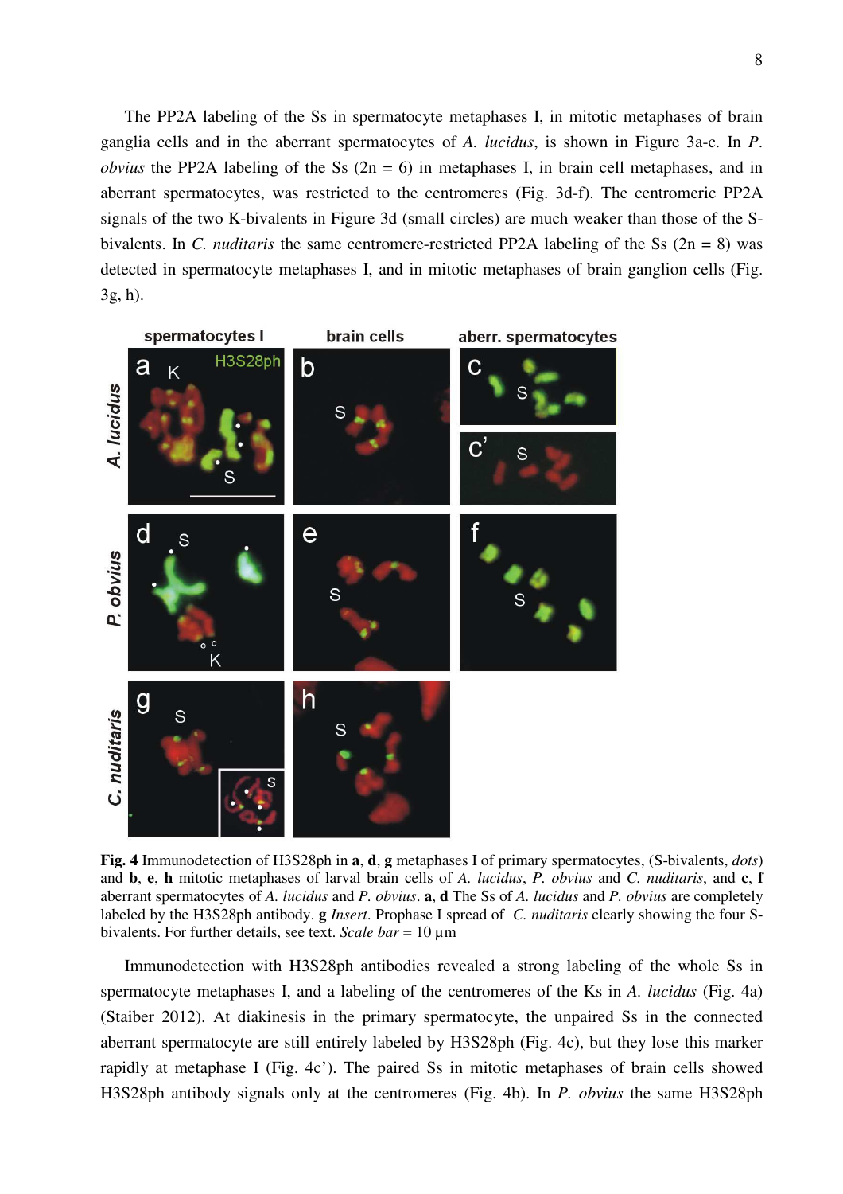The PP2A labeling of the Ss in spermatocyte metaphases I, in mitotic metaphases of brain ganglia cells and in the aberrant spermatocytes of *A. lucidus*, is shown in Figure 3a-c. In *P. obvius* the PP2A labeling of the Ss (2n = 6) in metaphases I, in brain cell metaphases, and in aberrant spermatocytes, was restricted to the centromeres (Fig. 3d-f). The centromeric PP2A signals of the two K-bivalents in Figure 3d (small circles) are much weaker than those of the S-bivalents. In *C. nuditaris* the same centromere-restricted PP2A labeling of the Ss (2n = 8) was detected in spermatocyte metaphases I, and in mitotic metaphases of brain ganglion cells (Fig. 3g, h).

**Fig. 4** Immunodetection of H3S28ph in **a**, **d**, **g** metaphases I of primary spermatocytes, (S-bivalents, *dots*) and **b**, **e**, **h** mitotic metaphases of larval brain cells of *A. lucidus*, *P. obvius* and *C. nuditaris*, and **c**, **f** aberrant spermatocytes of *A. lucidus* and *P. obvius*. **a**, **d** The Ss of *A. lucidus* and *P. obvius* are completely labeled by the H3S28ph antibody. **g** *Insert*. Prophase I spread of *C. nuditaris* clearly showing the four S-bivalents. For further details, see text. *Scale bar* = 10 µm

Immunodetection with H3S28ph antibodies revealed a strong labeling of the whole Ss in spermatocyte metaphases I, and a labeling of the centromeres of the Ks in *A. lucidus* (Fig. 4a) (Staiber 2012). At diakinesis in the primary spermatocyte, the unpaired Ss in the connected aberrant spermatocyte are still entirely labeled by H3S28ph (Fig. 4c), but they lose this marker rapidly at metaphase I (Fig. 4c'). The paired Ss in mitotic metaphases of brain cells showed H3S28ph antibody signals only at the centromeres (Fig. 4b). In *P. obvius* the same H3S28ph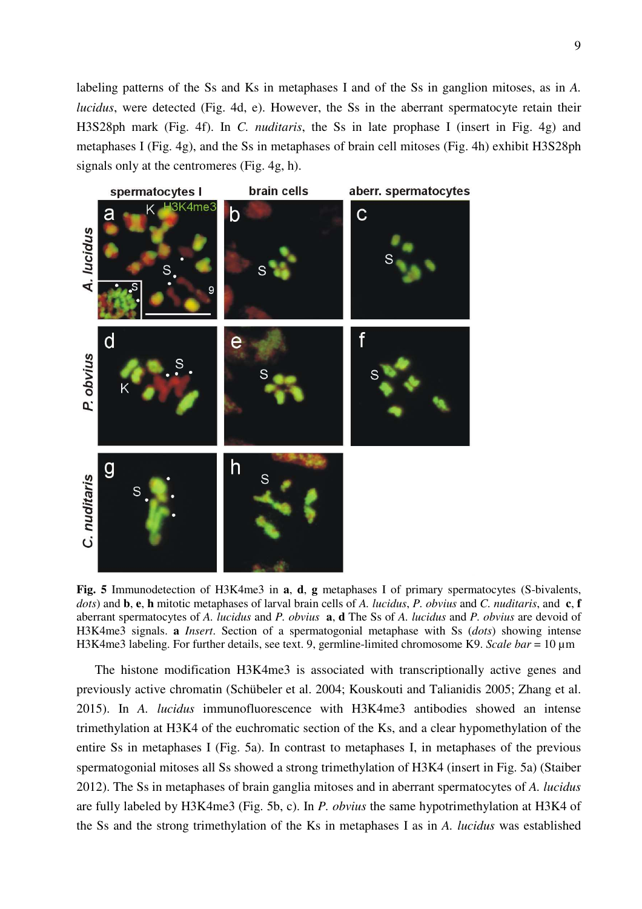labeling patterns of the Ss and Ks in metaphases I and of the Ss in ganglion mitoses, as in *A. lucidus*, were detected (Fig. 4d, e). However, the Ss in the aberrant spermatocyte retain their H3S28ph mark (Fig. 4f). In *C. nuditaris*, the Ss in late prophase I (insert in Fig. 4g) and metaphases I (Fig. 4g), and the Ss in metaphases of brain cell mitoses (Fig. 4h) exhibit H3S28ph signals only at the centromeres (Fig. 4g, h).

**Fig. 5** Immunodetection of H3K4me3 in **a**, **d**, **g** metaphases I of primary spermatocytes (S-bivalents, *dots*) and **b**, **e**, **h** mitotic metaphases of larval brain cells of *A. lucidus*, *P. obvius* and *C. nuditaris*, and **c**, **f** aberrant spermatocytes of *A. lucidus* and *P. obvius* **a**, **d** The Ss of *A. lucidus* and *P. obvius* are devoid of H3K4me3 signals. **a** *Insert*. Section of a spermatogonial metaphase with Ss (*dots*) showing intense H3K4me3 labeling. For further details, see text. 9, germline-limited chromosome K9. *Scale bar* = 10 µm

The histone modification H3K4me3 is associated with transcriptionally active genes and previously active chromatin (Schübeler et al. 2004; Kouskouti and Talianidis 2005; Zhang et al. 2015). In *A. lucidus* immunofluorescence with H3K4me3 antibodies showed an intense trimethylation at H3K4 of the euchromatic section of the Ks, and a clear hypomethylation of the entire Ss in metaphases I (Fig. 5a). In contrast to metaphases I, in metaphases of the previous spermatogonial mitoses all Ss showed a strong trimethylation of H3K4 (insert in Fig. 5a) (Staiber 2012). The Ss in metaphases of brain ganglia mitoses and in aberrant spermatocytes of *A. lucidus* are fully labeled by H3K4me3 (Fig. 5b, c). In *P. obvius* the same hypotrimethylation at H3K4 of the Ss and the strong trimethylation of the Ks in metaphases I as in *A. lucidus* was established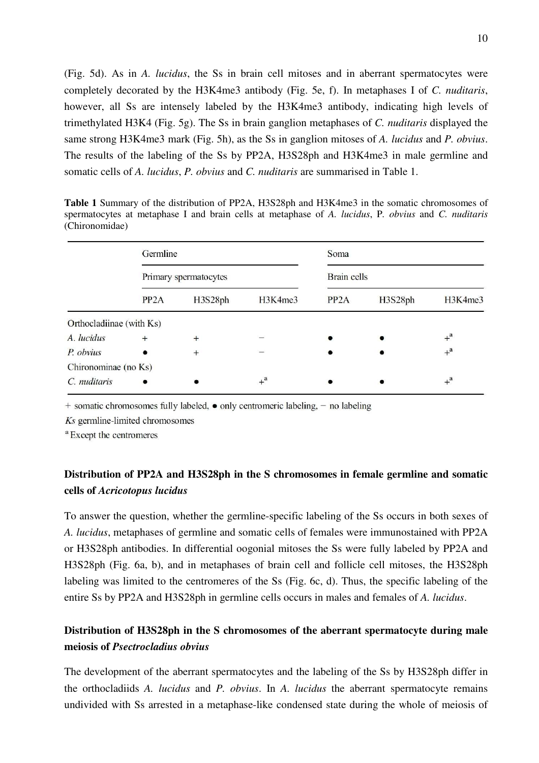(Fig. 5d). As in *A. lucidus*, the Ss in brain cell mitoses and in aberrant spermatocytes were completely decorated by the H3K4me3 antibody (Fig. 5e, f). In metaphases I of *C. nuditaris*, however, all Ss are intensely labeled by the H3K4me3 antibody, indicating high levels of trimethylated H3K4 (Fig. 5g). The Ss in brain ganglion metaphases of *C. nuditaris* displayed the same strong H3K4me3 mark (Fig. 5h), as the Ss in ganglion mitoses of *A. lucidus* and *P. obvius*. The results of the labeling of the Ss by PP2A, H3S28ph and H3K4me3 in male germline and somatic cells of *A. lucidus*, *P. obvius* and *C. nuditaris* are summarised in Table 1.

**Table 1** Summary of the distribution of PP2A, H3S28ph and H3K4me3 in the somatic chromosomes of spermatocytes at metaphase I and brain cells at metaphase of *A. lucidus*, P. *obvius* and *C. nuditaris* (Chironomidae)

| | Germline | | | Soma | | |
|---|---|---|---|---|---|---|
| | Primary spermatocytes | | | Brain cells | | |
| | PP2A | H3S28ph | H3K4me3 | PP2A | H3S28ph | H3K4me3 |
| Orthocladiinae (with Ks) | | | | | | |
| *A. lucidus* | + | + | − | ● | ● | +[a] |
| *P. obvius* | ● | + | − | ● | ● | +[a] |
| Chironominae (no Ks) | | | | | | |
| *C. nuditaris* | ● | ● | +[a] | ● | ● | +[a] |

+ somatic chromosomes fully labeled, ● only centromeric labeling, − no labeling

*Ks* germline-limited chromosomes

[a] Except the centromeres

### Distribution of PP2A and H3S28ph in the S chromosomes in female germline and somatic cells of *Acricotopus lucidus*

To answer the question, whether the germline-specific labeling of the Ss occurs in both sexes of *A. lucidus*, metaphases of germline and somatic cells of females were immunostained with PP2A or H3S28ph antibodies. In differential oogonial mitoses the Ss were fully labeled by PP2A and H3S28ph (Fig. 6a, b), and in metaphases of brain cell and follicle cell mitoses, the H3S28ph labeling was limited to the centromeres of the Ss (Fig. 6c, d). Thus, the specific labeling of the entire Ss by PP2A and H3S28ph in germline cells occurs in males and females of *A. lucidus*.

### Distribution of H3S28ph in the S chromosomes of the aberrant spermatocyte during male meiosis of *Psectrocladius obvius*

The development of the aberrant spermatocytes and the labeling of the Ss by H3S28ph differ in the orthocladiids *A. lucidus* and *P. obvius*. In *A. lucidus* the aberrant spermatocyte remains undivided with Ss arrested in a metaphase-like condensed state during the whole of meiosis of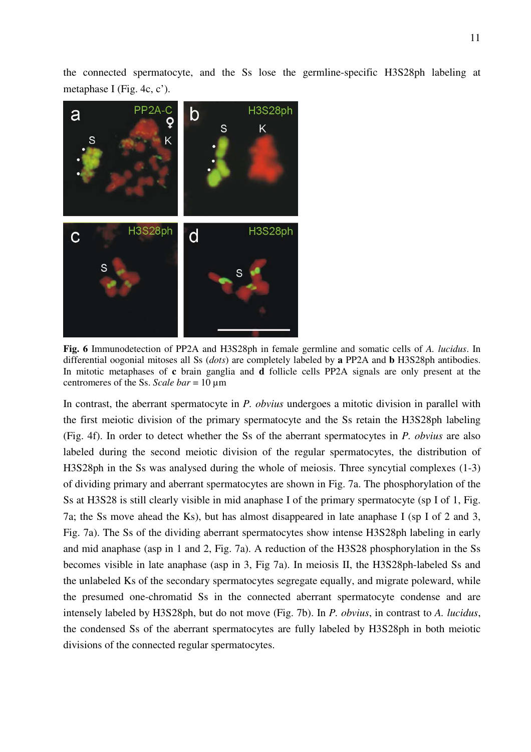the connected spermatocyte, and the Ss lose the germline-specific H3S28ph labeling at metaphase I (Fig. 4c, c').

**Fig. 6** Immunodetection of PP2A and H3S28ph in female germline and somatic cells of *A. lucidus*. In differential oogonial mitoses all Ss (*dots*) are completely labeled by **a** PP2A and **b** H3S28ph antibodies. In mitotic metaphases of **c** brain ganglia and **d** follicle cells PP2A signals are only present at the centromeres of the Ss. *Scale bar* = 10 µm

In contrast, the aberrant spermatocyte in *P. obvius* undergoes a mitotic division in parallel with the first meiotic division of the primary spermatocyte and the Ss retain the H3S28ph labeling (Fig. 4f). In order to detect whether the Ss of the aberrant spermatocytes in *P. obvius* are also labeled during the second meiotic division of the regular spermatocytes, the distribution of H3S28ph in the Ss was analysed during the whole of meiosis. Three syncytial complexes (1-3) of dividing primary and aberrant spermatocytes are shown in Fig. 7a. The phosphorylation of the Ss at H3S28 is still clearly visible in mid anaphase I of the primary spermatocyte (sp I of 1, Fig. 7a; the Ss move ahead the Ks), but has almost disappeared in late anaphase I (sp I of 2 and 3, Fig. 7a). The Ss of the dividing aberrant spermatocytes show intense H3S28ph labeling in early and mid anaphase (asp in 1 and 2, Fig. 7a). A reduction of the H3S28 phosphorylation in the Ss becomes visible in late anaphase (asp in 3, Fig 7a). In meiosis II, the H3S28ph-labeled Ss and the unlabeled Ks of the secondary spermatocytes segregate equally, and migrate poleward, while the presumed one-chromatid Ss in the connected aberrant spermatocyte condense and are intensely labeled by H3S28ph, but do not move (Fig. 7b). In *P. obvius*, in contrast to *A. lucidus*, the condensed Ss of the aberrant spermatocytes are fully labeled by H3S28ph in both meiotic divisions of the connected regular spermatocytes.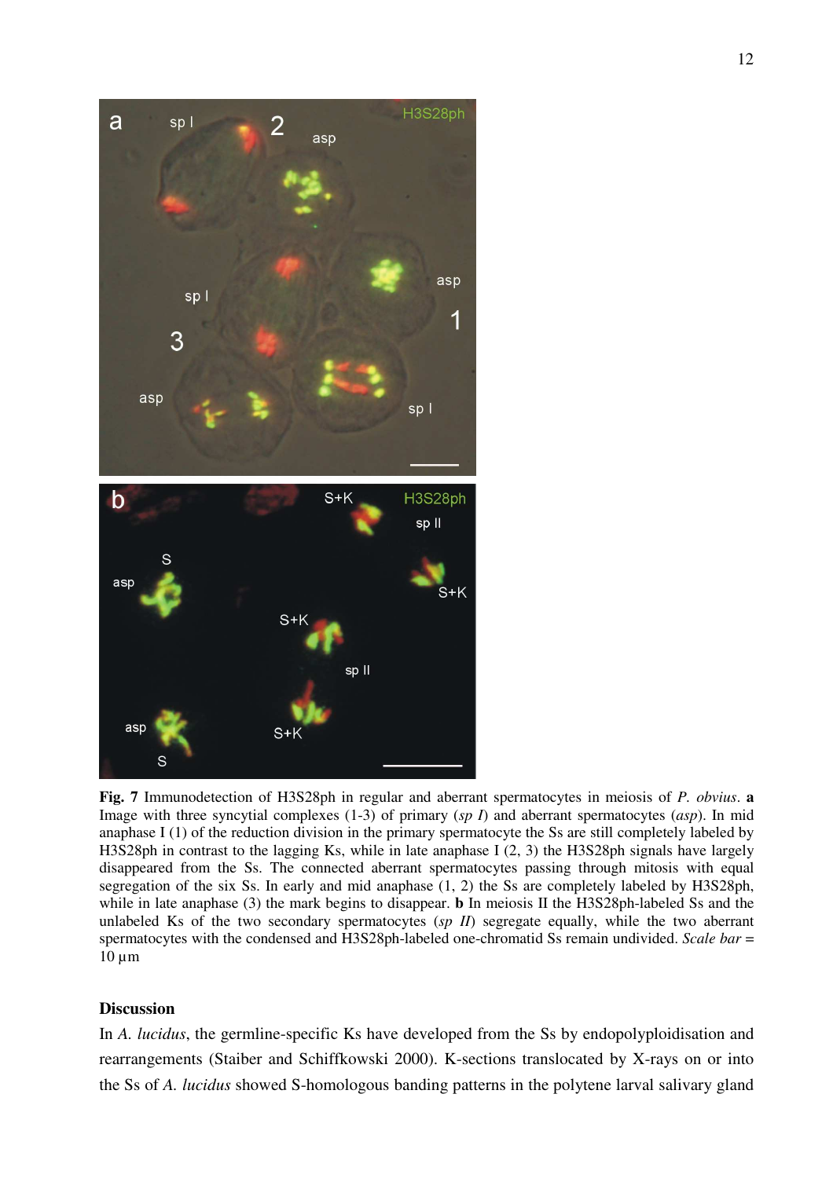**Fig. 7** Immunodetection of H3S28ph in regular and aberrant spermatocytes in meiosis of *P. obvius*. **a** Image with three syncytial complexes (1-3) of primary (*sp I*) and aberrant spermatocytes (*asp*). In mid anaphase I (1) of the reduction division in the primary spermatocyte the Ss are still completely labeled by H3S28ph in contrast to the lagging Ks, while in late anaphase I (2, 3) the H3S28ph signals have largely disappeared from the Ss. The connected aberrant spermatocytes passing through mitosis with equal segregation of the six Ss. In early and mid anaphase (1, 2) the Ss are completely labeled by H3S28ph, while in late anaphase (3) the mark begins to disappear. **b** In meiosis II the H3S28ph-labeled Ss and the unlabeled Ks of the two secondary spermatocytes (*sp II*) segregate equally, while the two aberrant spermatocytes with the condensed and H3S28ph-labeled one-chromatid Ss remain undivided. *Scale bar* = 10 µm

## Discussion

In *A. lucidus*, the germline-specific Ks have developed from the Ss by endopolyploidisation and rearrangements (Staiber and Schiffkowski 2000). K-sections translocated by X-rays on or into the Ss of *A. lucidus* showed S-homologous banding patterns in the polytene larval salivary gland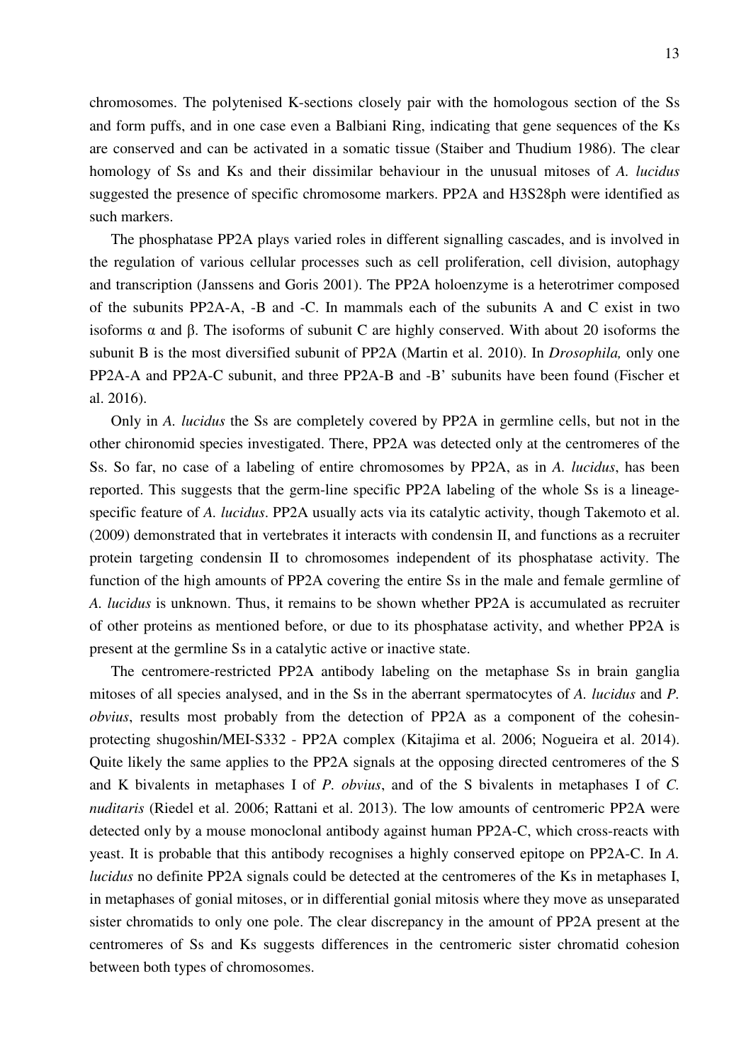chromosomes. The polytenised K-sections closely pair with the homologous section of the Ss and form puffs, and in one case even a Balbiani Ring, indicating that gene sequences of the Ks are conserved and can be activated in a somatic tissue (Staiber and Thudium 1986). The clear homology of Ss and Ks and their dissimilar behaviour in the unusual mitoses of *A. lucidus* suggested the presence of specific chromosome markers. PP2A and H3S28ph were identified as such markers.

The phosphatase PP2A plays varied roles in different signalling cascades, and is involved in the regulation of various cellular processes such as cell proliferation, cell division, autophagy and transcription (Janssens and Goris 2001). The PP2A holoenzyme is a heterotrimer composed of the subunits PP2A-A, -B and -C. In mammals each of the subunits A and C exist in two isoforms α and β. The isoforms of subunit C are highly conserved. With about 20 isoforms the subunit B is the most diversified subunit of PP2A (Martin et al. 2010). In *Drosophila,* only one PP2A-A and PP2A-C subunit, and three PP2A-B and -B' subunits have been found (Fischer et al. 2016).

Only in *A. lucidus* the Ss are completely covered by PP2A in germline cells, but not in the other chironomid species investigated. There, PP2A was detected only at the centromeres of the Ss. So far, no case of a labeling of entire chromosomes by PP2A, as in *A. lucidus*, has been reported. This suggests that the germ-line specific PP2A labeling of the whole Ss is a lineage-specific feature of *A. lucidus*. PP2A usually acts via its catalytic activity, though Takemoto et al. (2009) demonstrated that in vertebrates it interacts with condensin II, and functions as a recruiter protein targeting condensin II to chromosomes independent of its phosphatase activity. The function of the high amounts of PP2A covering the entire Ss in the male and female germline of *A. lucidus* is unknown. Thus, it remains to be shown whether PP2A is accumulated as recruiter of other proteins as mentioned before, or due to its phosphatase activity, and whether PP2A is present at the germline Ss in a catalytic active or inactive state.

The centromere-restricted PP2A antibody labeling on the metaphase Ss in brain ganglia mitoses of all species analysed, and in the Ss in the aberrant spermatocytes of *A. lucidus* and *P. obvius*, results most probably from the detection of PP2A as a component of the cohesin-protecting shugoshin/MEI-S332 - PP2A complex (Kitajima et al. 2006; Nogueira et al. 2014). Quite likely the same applies to the PP2A signals at the opposing directed centromeres of the S and K bivalents in metaphases I of *P. obvius*, and of the S bivalents in metaphases I of *C. nuditaris* (Riedel et al. 2006; Rattani et al. 2013). The low amounts of centromeric PP2A were detected only by a mouse monoclonal antibody against human PP2A-C, which cross-reacts with yeast. It is probable that this antibody recognises a highly conserved epitope on PP2A-C. In *A. lucidus* no definite PP2A signals could be detected at the centromeres of the Ks in metaphases I, in metaphases of gonial mitoses, or in differential gonial mitosis where they move as unseparated sister chromatids to only one pole. The clear discrepancy in the amount of PP2A present at the centromeres of Ss and Ks suggests differences in the centromeric sister chromatid cohesion between both types of chromosomes.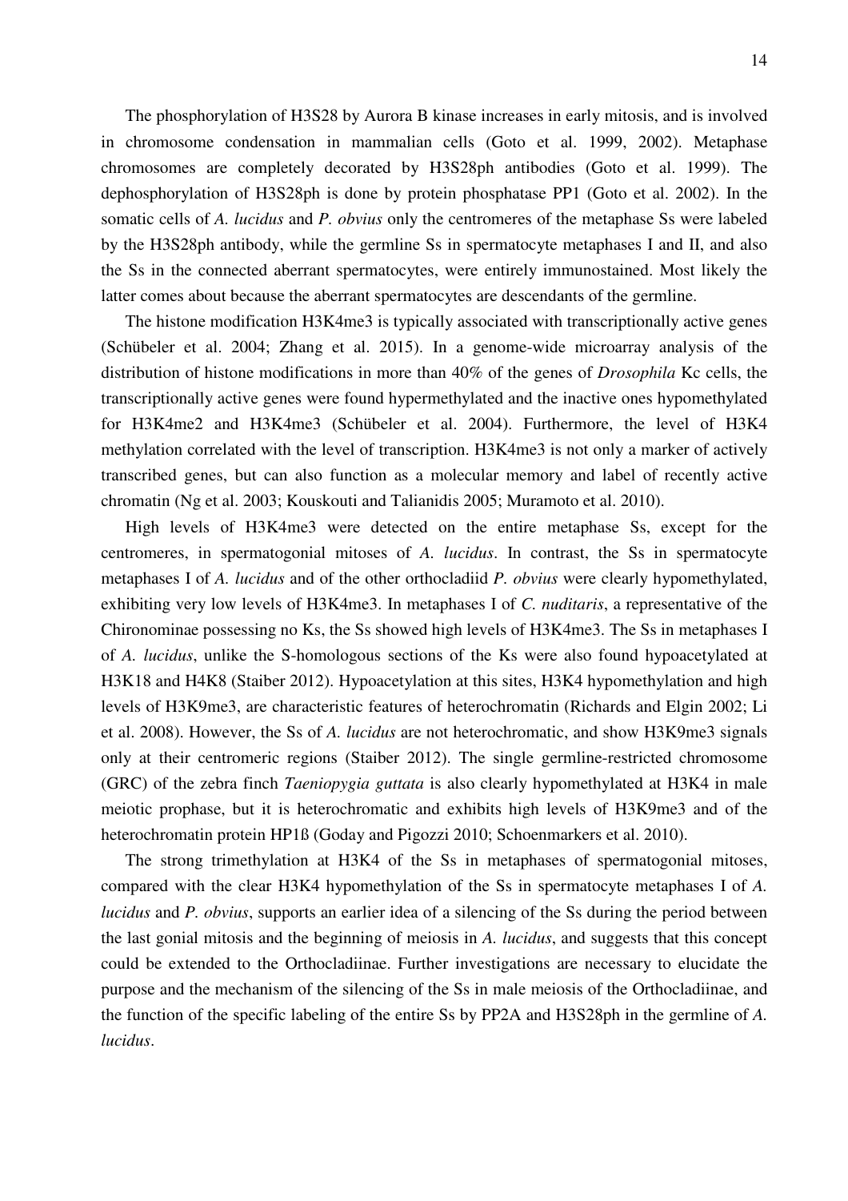The phosphorylation of H3S28 by Aurora B kinase increases in early mitosis, and is involved in chromosome condensation in mammalian cells (Goto et al. 1999, 2002). Metaphase chromosomes are completely decorated by H3S28ph antibodies (Goto et al. 1999). The dephosphorylation of H3S28ph is done by protein phosphatase PP1 (Goto et al. 2002). In the somatic cells of *A. lucidus* and *P. obvius* only the centromeres of the metaphase Ss were labeled by the H3S28ph antibody, while the germline Ss in spermatocyte metaphases I and II, and also the Ss in the connected aberrant spermatocytes, were entirely immunostained. Most likely the latter comes about because the aberrant spermatocytes are descendants of the germline.

The histone modification H3K4me3 is typically associated with transcriptionally active genes (Schübeler et al. 2004; Zhang et al. 2015). In a genome-wide microarray analysis of the distribution of histone modifications in more than 40% of the genes of *Drosophila* Kc cells, the transcriptionally active genes were found hypermethylated and the inactive ones hypomethylated for H3K4me2 and H3K4me3 (Schübeler et al. 2004). Furthermore, the level of H3K4 methylation correlated with the level of transcription. H3K4me3 is not only a marker of actively transcribed genes, but can also function as a molecular memory and label of recently active chromatin (Ng et al. 2003; Kouskouti and Talianidis 2005; Muramoto et al. 2010).

High levels of H3K4me3 were detected on the entire metaphase Ss, except for the centromeres, in spermatogonial mitoses of *A. lucidus*. In contrast, the Ss in spermatocyte metaphases I of *A. lucidus* and of the other orthocladiid *P. obvius* were clearly hypomethylated, exhibiting very low levels of H3K4me3. In metaphases I of *C. nuditaris*, a representative of the Chironominae possessing no Ks, the Ss showed high levels of H3K4me3. The Ss in metaphases I of *A. lucidus*, unlike the S-homologous sections of the Ks were also found hypoacetylated at H3K18 and H4K8 (Staiber 2012). Hypoacetylation at this sites, H3K4 hypomethylation and high levels of H3K9me3, are characteristic features of heterochromatin (Richards and Elgin 2002; Li et al. 2008). However, the Ss of *A. lucidus* are not heterochromatic, and show H3K9me3 signals only at their centromeric regions (Staiber 2012). The single germline-restricted chromosome (GRC) of the zebra finch *Taeniopygia guttata* is also clearly hypomethylated at H3K4 in male meiotic prophase, but it is heterochromatic and exhibits high levels of H3K9me3 and of the heterochromatin protein HP1ß (Goday and Pigozzi 2010; Schoenmarkers et al. 2010).

The strong trimethylation at H3K4 of the Ss in metaphases of spermatogonial mitoses, compared with the clear H3K4 hypomethylation of the Ss in spermatocyte metaphases I of *A. lucidus* and *P. obvius*, supports an earlier idea of a silencing of the Ss during the period between the last gonial mitosis and the beginning of meiosis in *A. lucidus*, and suggests that this concept could be extended to the Orthocladiinae. Further investigations are necessary to elucidate the purpose and the mechanism of the silencing of the Ss in male meiosis of the Orthocladiinae, and the function of the specific labeling of the entire Ss by PP2A and H3S28ph in the germline of *A. lucidus*.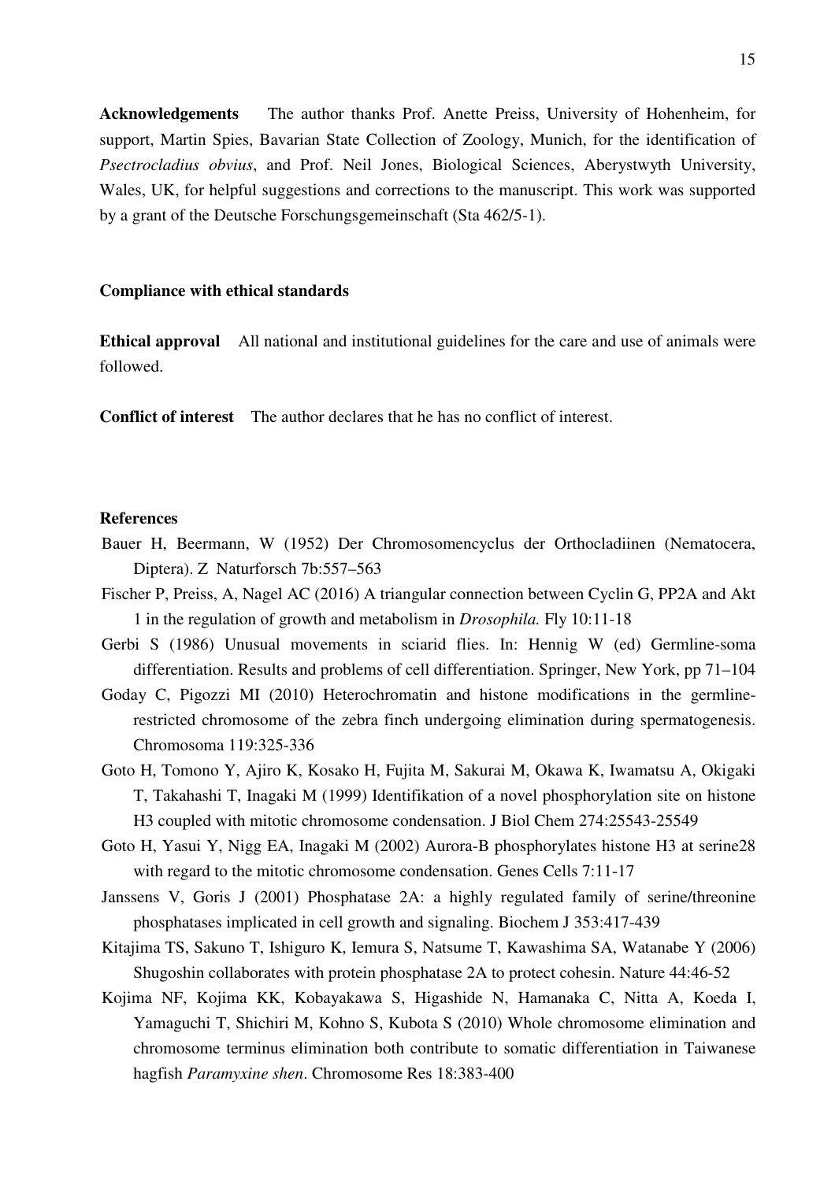**Acknowledgements** The author thanks Prof. Anette Preiss, University of Hohenheim, for support, Martin Spies, Bavarian State Collection of Zoology, Munich, for the identification of *Psectrocladius obvius*, and Prof. Neil Jones, Biological Sciences, Aberystwyth University, Wales, UK, for helpful suggestions and corrections to the manuscript. This work was supported by a grant of the Deutsche Forschungsgemeinschaft (Sta 462/5-1).

**Compliance with ethical standards**

**Ethical approval** All national and institutional guidelines for the care and use of animals were followed.

**Conflict of interest** The author declares that he has no conflict of interest.

**References**

Bauer H, Beermann, W (1952) Der Chromosomencyclus der Orthocladiinen (Nematocera, Diptera). Z Naturforsch 7b:557–563

Fischer P, Preiss, A, Nagel AC (2016) A triangular connection between Cyclin G, PP2A and Akt 1 in the regulation of growth and metabolism in *Drosophila.* Fly 10:11-18

Gerbi S (1986) Unusual movements in sciarid flies. In: Hennig W (ed) Germline-soma differentiation. Results and problems of cell differentiation. Springer, New York, pp 71–104

Goday C, Pigozzi MI (2010) Heterochromatin and histone modifications in the germline-restricted chromosome of the zebra finch undergoing elimination during spermatogenesis. Chromosoma 119:325-336

Goto H, Tomono Y, Ajiro K, Kosako H, Fujita M, Sakurai M, Okawa K, Iwamatsu A, Okigaki T, Takahashi T, Inagaki M (1999) Identifikation of a novel phosphorylation site on histone H3 coupled with mitotic chromosome condensation. J Biol Chem 274:25543-25549

Goto H, Yasui Y, Nigg EA, Inagaki M (2002) Aurora-B phosphorylates histone H3 at serine28 with regard to the mitotic chromosome condensation. Genes Cells 7:11-17

Janssens V, Goris J (2001) Phosphatase 2A: a highly regulated family of serine/threonine phosphatases implicated in cell growth and signaling. Biochem J 353:417-439

Kitajima TS, Sakuno T, Ishiguro K, Iemura S, Natsume T, Kawashima SA, Watanabe Y (2006) Shugoshin collaborates with protein phosphatase 2A to protect cohesin. Nature 44:46-52

Kojima NF, Kojima KK, Kobayakawa S, Higashide N, Hamanaka C, Nitta A, Koeda I, Yamaguchi T, Shichiri M, Kohno S, Kubota S (2010) Whole chromosome elimination and chromosome terminus elimination both contribute to somatic differentiation in Taiwanese hagfish *Paramyxine shen*. Chromosome Res 18:383-400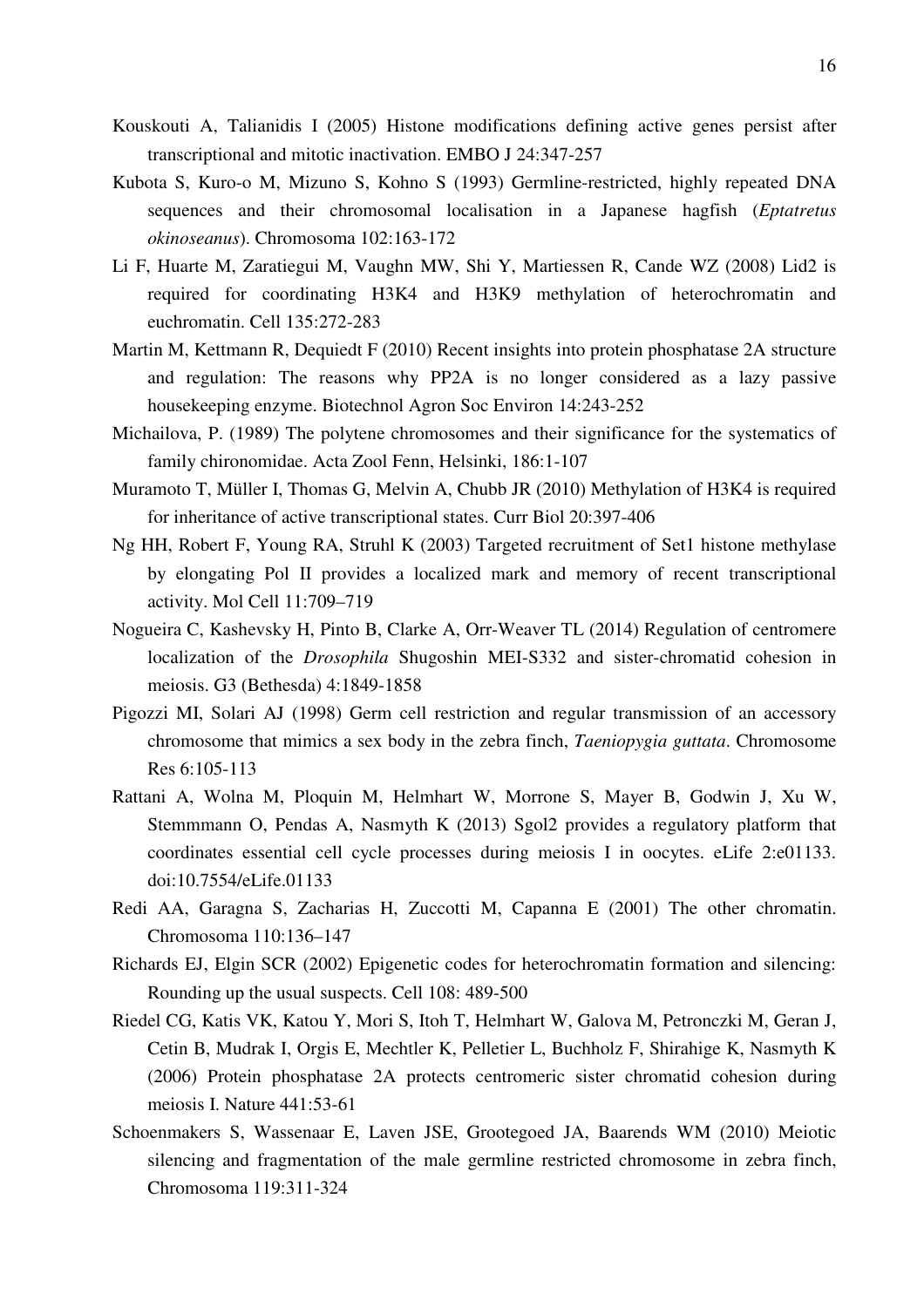Kouskouti A, Talianidis I (2005) Histone modifications defining active genes persist after transcriptional and mitotic inactivation. EMBO J 24:347-257

Kubota S, Kuro-o M, Mizuno S, Kohno S (1993) Germline-restricted, highly repeated DNA sequences and their chromosomal localisation in a Japanese hagfish (*Eptatretus okinoseanus*). Chromosoma 102:163-172

Li F, Huarte M, Zaratiegui M, Vaughn MW, Shi Y, Martiessen R, Cande WZ (2008) Lid2 is required for coordinating H3K4 and H3K9 methylation of heterochromatin and euchromatin. Cell 135:272-283

Martin M, Kettmann R, Dequiedt F (2010) Recent insights into protein phosphatase 2A structure and regulation: The reasons why PP2A is no longer considered as a lazy passive housekeeping enzyme. Biotechnol Agron Soc Environ 14:243-252

Michailova, P. (1989) The polytene chromosomes and their significance for the systematics of family chironomidae. Acta Zool Fenn, Helsinki, 186:1-107

Muramoto T, Müller I, Thomas G, Melvin A, Chubb JR (2010) Methylation of H3K4 is required for inheritance of active transcriptional states. Curr Biol 20:397-406

Ng HH, Robert F, Young RA, Struhl K (2003) Targeted recruitment of Set1 histone methylase by elongating Pol II provides a localized mark and memory of recent transcriptional activity. Mol Cell 11:709–719

Nogueira C, Kashevsky H, Pinto B, Clarke A, Orr-Weaver TL (2014) Regulation of centromere localization of the *Drosophila* Shugoshin MEI-S332 and sister-chromatid cohesion in meiosis. G3 (Bethesda) 4:1849-1858

Pigozzi MI, Solari AJ (1998) Germ cell restriction and regular transmission of an accessory chromosome that mimics a sex body in the zebra finch, *Taeniopygia guttata*. Chromosome Res 6:105-113

Rattani A, Wolna M, Ploquin M, Helmhart W, Morrone S, Mayer B, Godwin J, Xu W, Stemmmann O, Pendas A, Nasmyth K (2013) Sgol2 provides a regulatory platform that coordinates essential cell cycle processes during meiosis I in oocytes. eLife 2:e01133. doi:10.7554/eLife.01133

Redi AA, Garagna S, Zacharias H, Zuccotti M, Capanna E (2001) The other chromatin. Chromosoma 110:136–147

Richards EJ, Elgin SCR (2002) Epigenetic codes for heterochromatin formation and silencing: Rounding up the usual suspects. Cell 108: 489-500

Riedel CG, Katis VK, Katou Y, Mori S, Itoh T, Helmhart W, Galova M, Petronczki M, Geran J, Cetin B, Mudrak I, Orgis E, Mechtler K, Pelletier L, Buchholz F, Shirahige K, Nasmyth K (2006) Protein phosphatase 2A protects centromeric sister chromatid cohesion during meiosis I. Nature 441:53-61

Schoenmakers S, Wassenaar E, Laven JSE, Grootegoed JA, Baarends WM (2010) Meiotic silencing and fragmentation of the male germline restricted chromosome in zebra finch, Chromosoma 119:311-324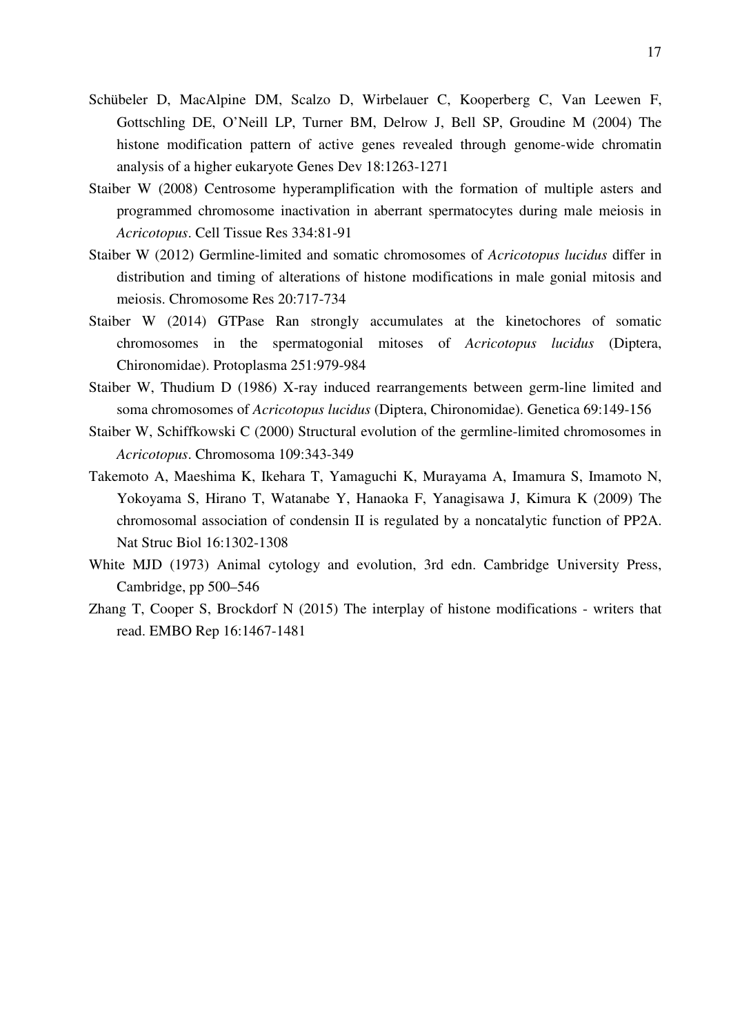Schübeler D, MacAlpine DM, Scalzo D, Wirbelauer C, Kooperberg C, Van Leewen F, Gottschling DE, O'Neill LP, Turner BM, Delrow J, Bell SP, Groudine M (2004) The histone modification pattern of active genes revealed through genome-wide chromatin analysis of a higher eukaryote Genes Dev 18:1263-1271

Staiber W (2008) Centrosome hyperamplification with the formation of multiple asters and programmed chromosome inactivation in aberrant spermatocytes during male meiosis in *Acricotopus*. Cell Tissue Res 334:81-91

Staiber W (2012) Germline-limited and somatic chromosomes of *Acricotopus lucidus* differ in distribution and timing of alterations of histone modifications in male gonial mitosis and meiosis. Chromosome Res 20:717-734

Staiber W (2014) GTPase Ran strongly accumulates at the kinetochores of somatic chromosomes in the spermatogonial mitoses of *Acricotopus lucidus* (Diptera, Chironomidae). Protoplasma 251:979-984

Staiber W, Thudium D (1986) X-ray induced rearrangements between germ-line limited and soma chromosomes of *Acricotopus lucidus* (Diptera, Chironomidae). Genetica 69:149-156

Staiber W, Schiffkowski C (2000) Structural evolution of the germline-limited chromosomes in *Acricotopus*. Chromosoma 109:343-349

Takemoto A, Maeshima K, Ikehara T, Yamaguchi K, Murayama A, Imamura S, Imamoto N, Yokoyama S, Hirano T, Watanabe Y, Hanaoka F, Yanagisawa J, Kimura K (2009) The chromosomal association of condensin II is regulated by a noncatalytic function of PP2A. Nat Struc Biol 16:1302-1308

White MJD (1973) Animal cytology and evolution, 3rd edn. Cambridge University Press, Cambridge, pp 500–546

Zhang T, Cooper S, Brockdorf N (2015) The interplay of histone modifications - writers that read. EMBO Rep 16:1467-1481